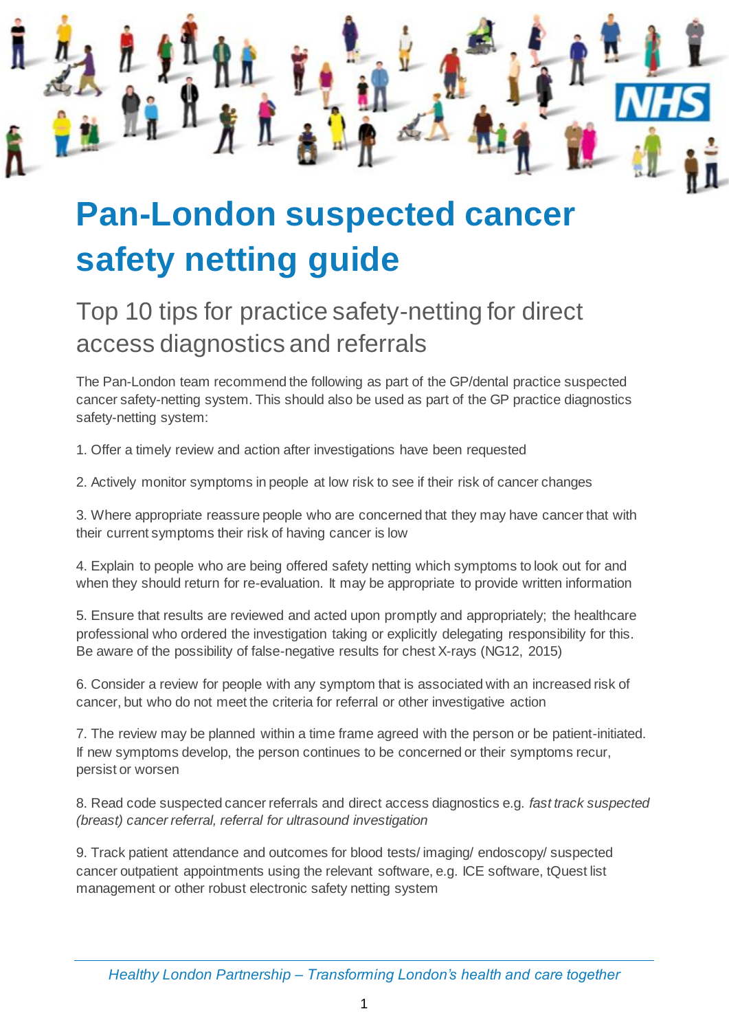# Pan-London suspected cancer safety netting guide

## Top 10 tips for practice safety-netting for direct access diagnostics and referrals

The Pan-London team recommend the following as part of the GP/dental practice suspected cancer safety-netting system. This should also be used as part of the GP practice diagnostics safety-netting system:

1. Offer a timely review and action after investigations have been requested

2. Actively monitor symptoms in people at low risk to see if their risk of cancer changes

3. Where appropriate reassure people who are concerned that they may have cancer that with their current symptoms their risk of having cancer is low

4. Explain to people who are being offered safety netting which symptoms to look out for and when they should return for re-evaluation. It may be appropriate to provide written information

5. Ensure that results are reviewed and acted upon promptly and appropriately; the healthcare professional who ordered the investigation taking or explicitly delegating responsibility for this. Be aware of the possibility of false-negative results for chest X-rays (NG12, 2015)

6. Consider a review for people with any symptom that is associated with an increased risk of cancer, but who do not meet the criteria for referral or other investigative action

7. The review may be planned within a time frame agreed with the person or be patient-initiated. If new symptoms develop, the person continues to be concerned or their symptoms recur, persist or worsen

8. Read code suspected cancer referrals and direct access diagnostics e.g. *fast track suspected (breast) cancer referral, referral for ultrasound investigation*

9. Track patient attendance and outcomes for blood tests/ imaging/ endoscopy/ suspected cancer outpatient appointments using the relevant software, e.g. ICE software, tQuest list management or other robust electronic safety netting system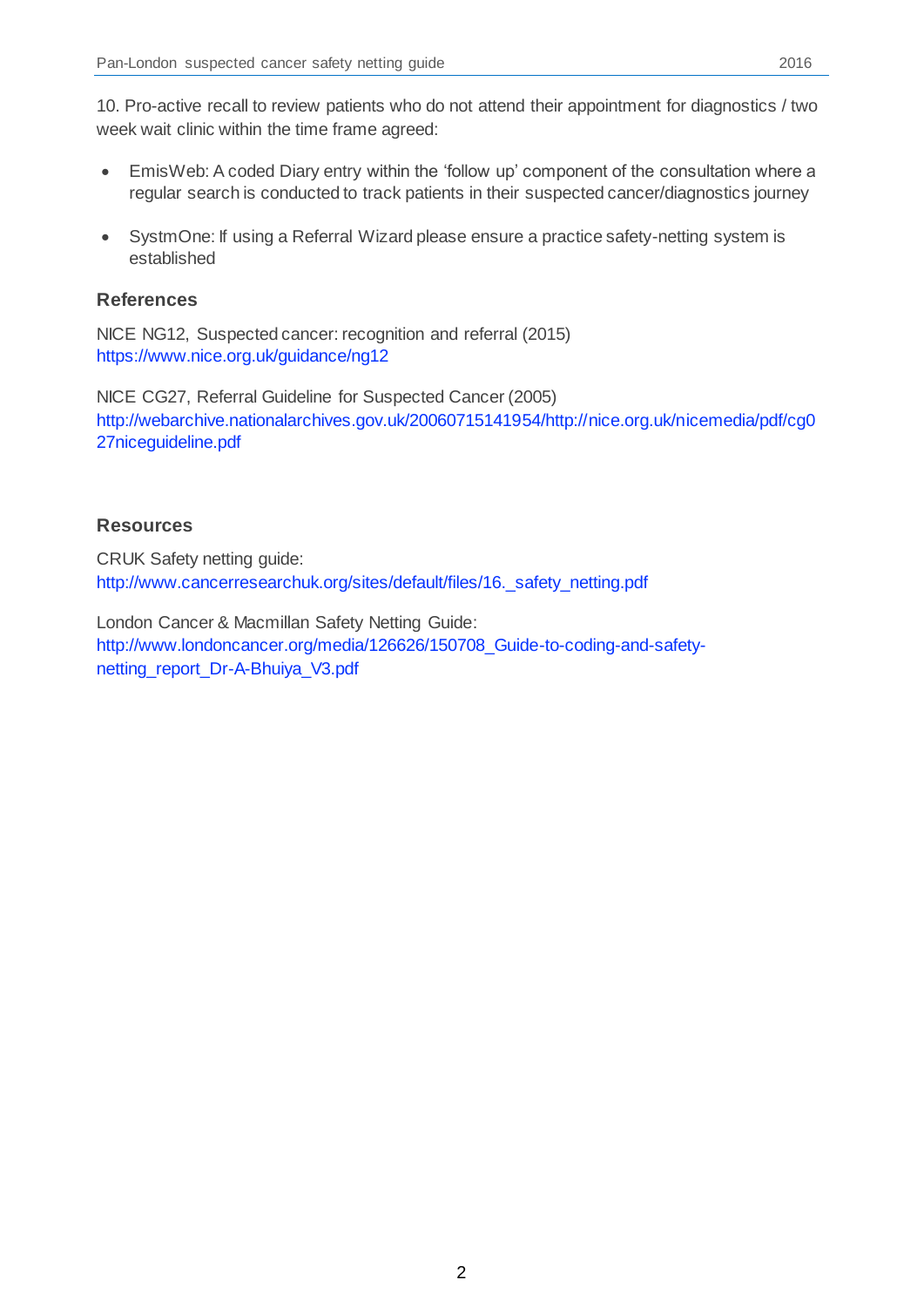10. Pro-active recall to review patients who do not attend their appointment for diagnostics / two week wait clinic within the time frame agreed:

- EmisWeb: A coded Diary entry within the 'follow up' component of the consultation where a regular search is conducted to track patients in their suspected cancer/diagnostics journey

- SystmOne: If using a Referral Wizard please ensure a practice safety-netting system is established

## References

NICE NG12, Suspected cancer: recognition and referral (2015)
https://www.nice.org.uk/guidance/ng12

NICE CG27, Referral Guideline for Suspected Cancer (2005)
http://webarchive.nationalarchives.gov.uk/20060715141954/http://nice.org.uk/nicemedia/pdf/cg027niceguideline.pdf

## Resources

CRUK Safety netting guide:
http://www.cancerresearchuk.org/sites/default/files/16._safety_netting.pdf

London Cancer & Macmillan Safety Netting Guide:
http://www.londoncancer.org/media/126626/150708_Guide-to-coding-and-safety-netting_report_Dr-A-Bhuiya_V3.pdf